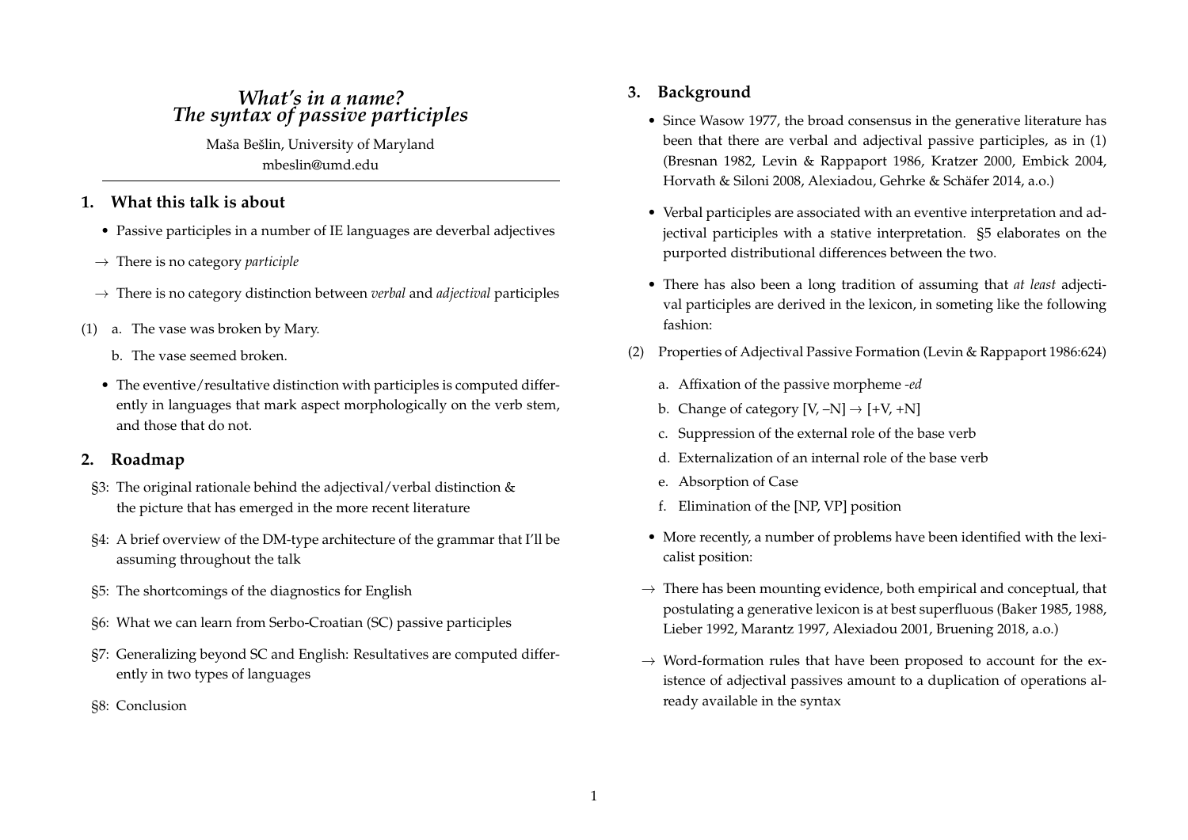# *What's in a name?* *The syntax of passive participles*

Maša Bešlin, University of Maryland
mbeslin@umd.edu

## 1. What this talk is about

- Passive participles in a number of IE languages are deverbal adjectives

→ There is no category *participle*

→ There is no category distinction between *verbal* and *adjectival* participles

(1) a. The vase was broken by Mary.

b. The vase seemed broken.

- The eventive/resultative distinction with participles is computed differently in languages that mark aspect morphologically on the verb stem, and those that do not.

## 2. Roadmap

§3: The original rationale behind the adjectival/verbal distinction & the picture that has emerged in the more recent literature

§4: A brief overview of the DM-type architecture of the grammar that I'll be assuming throughout the talk

§5: The shortcomings of the diagnostics for English

§6: What we can learn from Serbo-Croatian (SC) passive participles

§7: Generalizing beyond SC and English: Resultatives are computed differently in two types of languages

§8: Conclusion

## 3. Background

- Since Wasow 1977, the broad consensus in the generative literature has been that there are verbal and adjectival passive participles, as in (1) (Bresnan 1982, Levin & Rappaport 1986, Kratzer 2000, Embick 2004, Horvath & Siloni 2008, Alexiadou, Gehrke & Schäfer 2014, a.o.)

- Verbal participles are associated with an eventive interpretation and adjectival participles with a stative interpretation. §5 elaborates on the purported distributional differences between the two.

- There has also been a long tradition of assuming that *at least* adjectival participles are derived in the lexicon, in someting like the following fashion:

(2) Properties of Adjectival Passive Formation (Levin & Rappaport 1986:624)

a. Affixation of the passive morpheme *-ed*

b. Change of category [V, –N] → [+V, +N]

c. Suppression of the external role of the base verb

d. Externalization of an internal role of the base verb

e. Absorption of Case

f. Elimination of the [NP, VP] position

- More recently, a number of problems have been identified with the lexicalist position:

→ There has been mounting evidence, both empirical and conceptual, that postulating a generative lexicon is at best superfluous (Baker 1985, 1988, Lieber 1992, Marantz 1997, Alexiadou 2001, Bruening 2018, a.o.)

→ Word-formation rules that have been proposed to account for the existence of adjectival passives amount to a duplication of operations already available in the syntax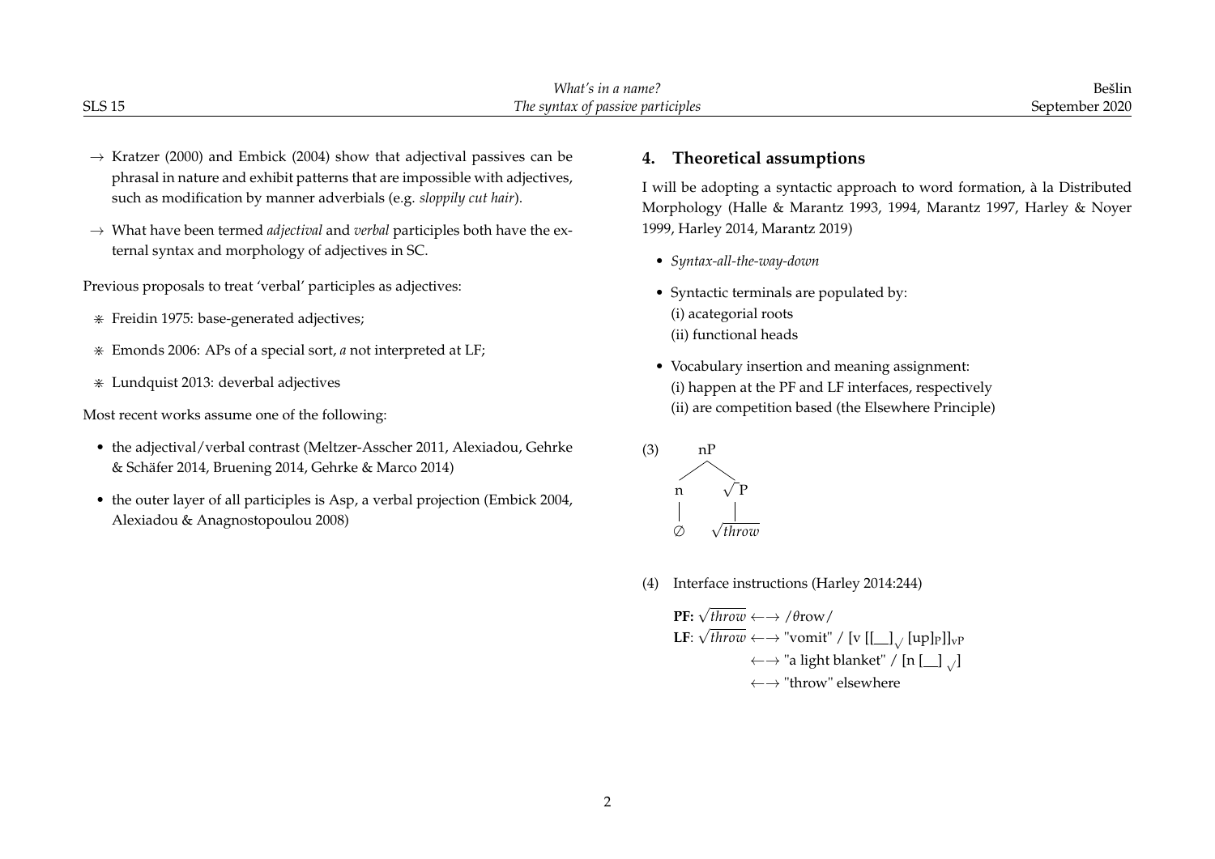→ Kratzer (2000) and Embick (2004) show that adjectival passives can be phrasal in nature and exhibit patterns that are impossible with adjectives, such as modification by manner adverbials (e.g. *sloppily cut hair*).

→ What have been termed *adjectival* and *verbal* participles both have the external syntax and morphology of adjectives in SC.

Previous proposals to treat 'verbal' participles as adjectives:

⁜ Freidin 1975: base-generated adjectives;

⁜ Emonds 2006: APs of a special sort, *a* not interpreted at LF;

⁜ Lundquist 2013: deverbal adjectives

Most recent works assume one of the following:

- the adjectival/verbal contrast (Meltzer-Asscher 2011, Alexiadou, Gehrke & Schäfer 2014, Bruening 2014, Gehrke & Marco 2014)
- the outer layer of all participles is Asp, a verbal projection (Embick 2004, Alexiadou & Anagnostopoulou 2008)

## 4. Theoretical assumptions

I will be adopting a syntactic approach to word formation, à la Distributed Morphology (Halle & Marantz 1993, 1994, Marantz 1997, Harley & Noyer 1999, Harley 2014, Marantz 2019)

- *Syntax-all-the-way-down*
- Syntactic terminals are populated by:
  (i) acategorial roots
  (ii) functional heads
- Vocabulary insertion and meaning assignment:
  (i) happen at the PF and LF interfaces, respectively
  (ii) are competition based (the Elsewhere Principle)

(3) [$_{nP}$ [$_n$ ∅] [$_{\sqrt{P}}$ $\sqrt{throw}$]]

(4) Interface instructions (Harley 2014:244)

**PF:** $\sqrt{throw}$ ←→ /θrow/
**LF**: $\sqrt{throw}$ ←→ "vomit" / [v [[__]$_{\sqrt{}}$ [up]$_P$]]$_{vP}$
←→ "a light blanket" / [n [__] $_{\sqrt{}}$]
←→ "throw" elsewhere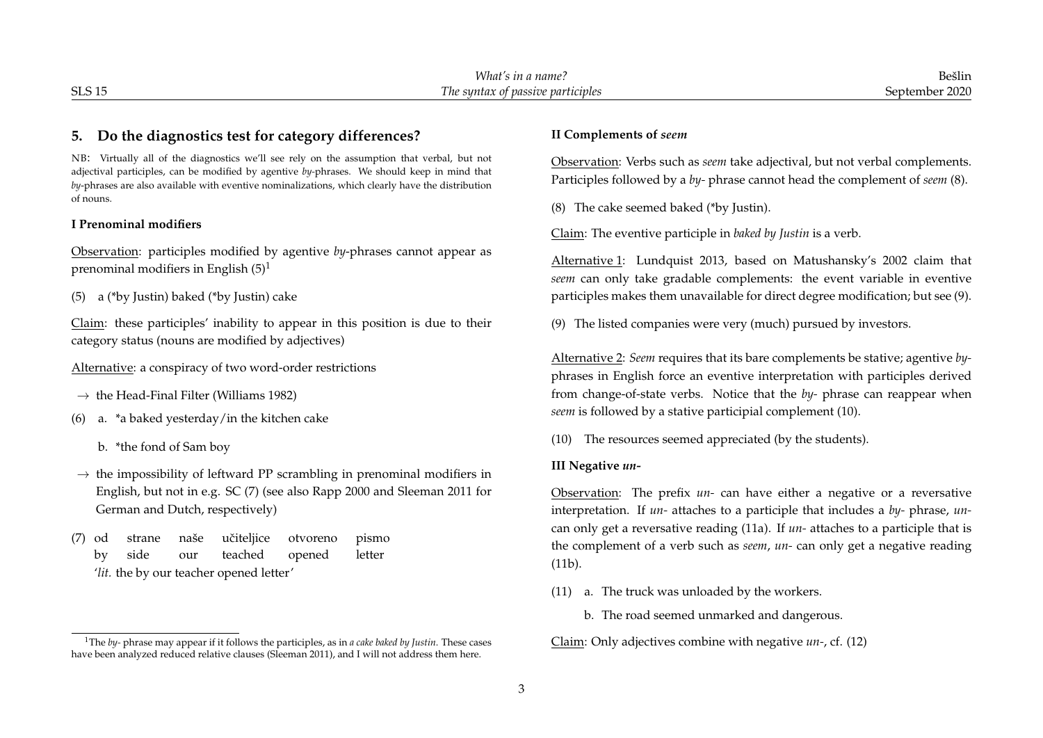## 5. Do the diagnostics test for category differences?

NB: Virtually all of the diagnostics we'll see rely on the assumption that verbal, but not adjectival participles, can be modified by agentive *by*-phrases. We should keep in mind that *by*-phrases are also available with eventive nominalizations, which clearly have the distribution of nouns.

**I Prenominal modifiers**

Observation: participles modified by agentive *by*-phrases cannot appear as prenominal modifiers in English (5)[1]

(5) a (*by Justin) baked (*by Justin) cake

Claim: these participles' inability to appear in this position is due to their category status (nouns are modified by adjectives)

Alternative: a conspiracy of two word-order restrictions

→ the Head-Final Filter (Williams 1982)

(6) a. *a baked yesterday/in the kitchen cake

b. *the fond of Sam boy

→ the impossibility of leftward PP scrambling in prenominal modifiers in English, but not in e.g. SC (7) (see also Rapp 2000 and Sleeman 2011 for German and Dutch, respectively)

(7) od strane naše učiteljice otvoreno pismo
by side our teached opened letter
'*lit.* the by our teacher opened letter'

[1] The *by*- phrase may appear if it follows the participles, as in *a cake baked by Justin*. These cases have been analyzed reduced relative clauses (Sleeman 2011), and I will not address them here.

**II Complements of *seem***

Observation: Verbs such as *seem* take adjectival, but not verbal complements. Participles followed by a *by*- phrase cannot head the complement of *seem* (8).

(8) The cake seemed baked (*by Justin).

Claim: The eventive participle in *baked by Justin* is a verb.

Alternative 1: Lundquist 2013, based on Matushansky's 2002 claim that *seem* can only take gradable complements: the event variable in eventive participles makes them unavailable for direct degree modification; but see (9).

(9) The listed companies were very (much) pursued by investors.

Alternative 2: *Seem* requires that its bare complements be stative; agentive *by*-phrases in English force an eventive interpretation with participles derived from change-of-state verbs. Notice that the *by*- phrase can reappear when *seem* is followed by a stative participial complement (10).

(10) The resources seemed appreciated (by the students).

**III Negative *un-***

Observation: The prefix *un-* can have either a negative or a reversative interpretation. If *un-* attaches to a participle that includes a *by*- phrase, *un-* can only get a reversative reading (11a). If *un-* attaches to a participle that is the complement of a verb such as *seem*, *un-* can only get a negative reading (11b).

(11) a. The truck was unloaded by the workers.

b. The road seemed unmarked and dangerous.

Claim: Only adjectives combine with negative *un-*, cf. (12)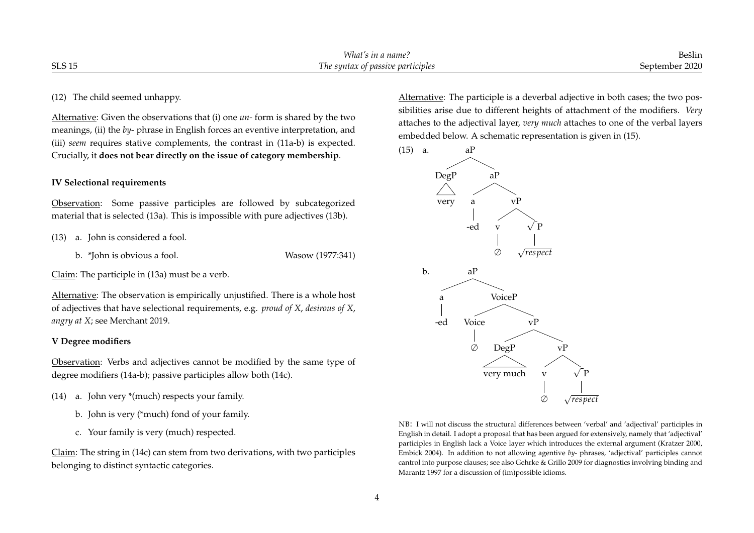(12) The child seemed unhappy.

Alternative: Given the observations that (i) one *un-* form is shared by the two meanings, (ii) the *by-* phrase in English forces an eventive interpretation, and (iii) *seem* requires stative complements, the contrast in (11a-b) is expected. Crucially, it **does not bear directly on the issue of category membership**.

**IV Selectional requirements**

Observation: Some passive participles are followed by subcategorized material that is selected (13a). This is impossible with pure adjectives (13b).

(13) a. John is considered a fool.

b. *John is obvious a fool. Wasow (1977:341)

Claim: The participle in (13a) must be a verb.

Alternative: The observation is empirically unjustified. There is a whole host of adjectives that have selectional requirements, e.g. *proud of X*, *desirous of X*, *angry at X*; see Merchant 2019.

**V Degree modifiers**

Observation: Verbs and adjectives cannot be modified by the same type of degree modifiers (14a-b); passive participles allow both (14c).

(14) a. John very *(much) respects your family.

b. John is very (*much) fond of your family.

c. Your family is very (much) respected.

Claim: The string in (14c) can stem from two derivations, with two participles belonging to distinct syntactic categories.

Alternative: The participle is a deverbal adjective in both cases; the two possibilities arise due to different heights of attachment of the modifiers. *Very* attaches to the adjectival layer, *very much* attaches to one of the verbal layers embedded below. A schematic representation is given in (15).

(15) a. [aP [DegP very] [aP [a -ed] [vP [v ∅] [$\sqrt{}$P $\sqrt{respect}$]]]]

b. [aP [a -ed] [VoiceP [Voice ∅] [vP [DegP very much] [vP [v ∅] [$\sqrt{}$P $\sqrt{respect}$]]]]]

NB: I will not discuss the structural differences between 'verbal' and 'adjectival' participles in English in detail. I adopt a proposal that has been argued for extensively, namely that 'adjectival' participles in English lack a Voice layer which introduces the external argument (Kratzer 2000, Embick 2004). In addition to not allowing agentive *by-* phrases, 'adjectival' participles cannot control into purpose clauses; see also Gehrke & Grillo 2009 for diagnostics involving binding and Marantz 1997 for a discussion of (im)possible idioms.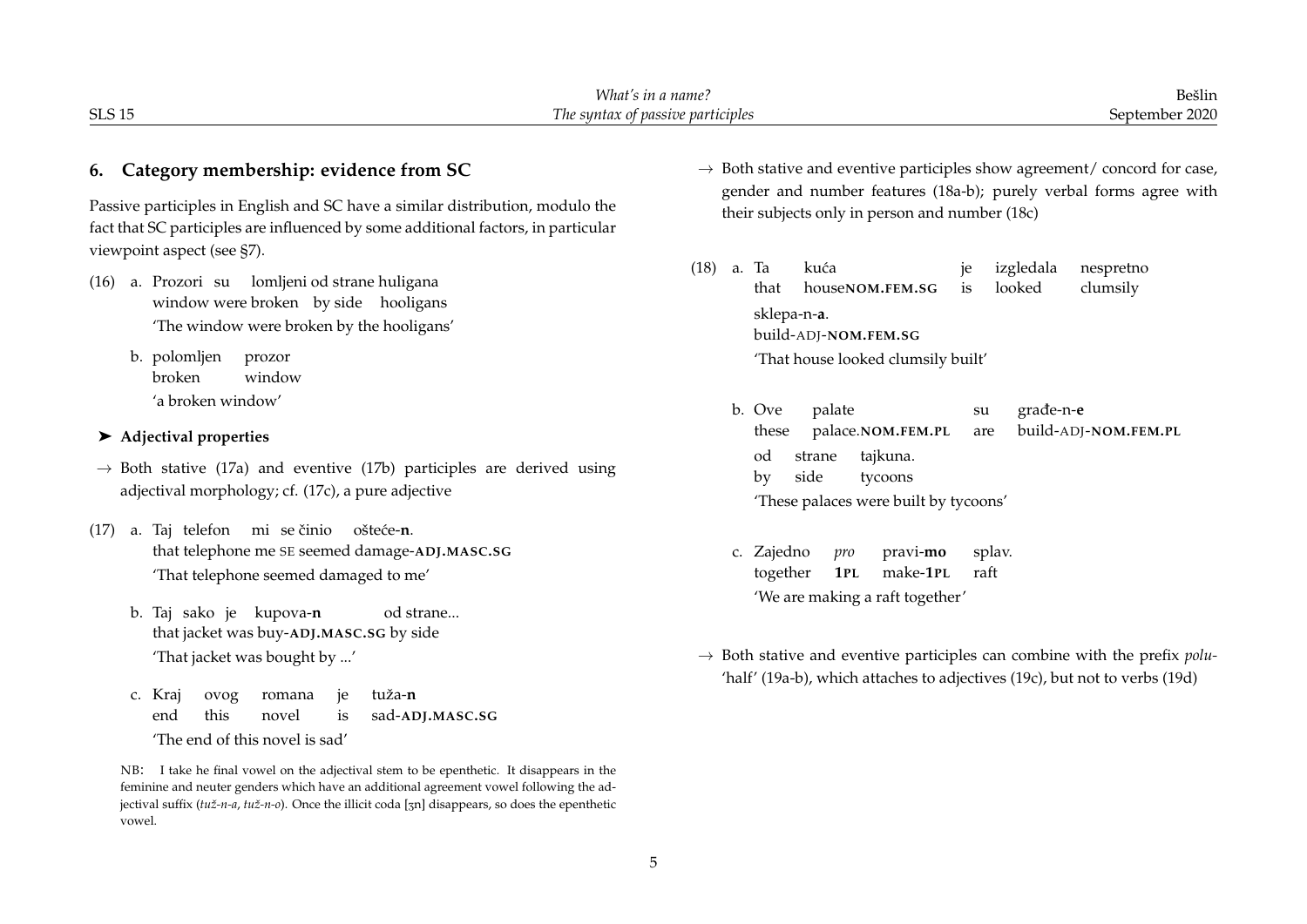## 6. Category membership: evidence from SC

Passive participles in English and SC have a similar distribution, modulo the fact that SC participles are influenced by some additional factors, in particular viewpoint aspect (see §7).

(16) a. Prozori su lomljeni od strane huligana
window were broken by side hooligans
'The window were broken by the hooligans'

b. polomljen prozor
broken window
'a broken window'

➤ **Adjectival properties**

→ Both stative (17a) and eventive (17b) participles are derived using adjectival morphology; cf. (17c), a pure adjective

(17) a. Taj telefon mi se činio oštеće-**n**.
that telephone me SE seemed damage-**ADJ.MASC.SG**
'That telephone seemed damaged to me'

b. Taj sako je kupova-**n** od strane...
that jacket was buy-**ADJ.MASC.SG** by side
'That jacket was bought by ...'

c. Kraj ovog romana je tuža-**n**
end this novel is sad-**ADJ.MASC.SG**
'The end of this novel is sad'

NB: I take he final vowel on the adjectival stem to be epenthetic. It disappears in the feminine and neuter genders which have an additional agreement vowel following the adjectival suffix (*tuž-n-a*, *tuž-n-o*). Once the illicit coda [ʒn] disappears, so does the epenthetic vowel.

→ Both stative and eventive participles show agreement/ concord for case, gender and number features (18a-b); purely verbal forms agree with their subjects only in person and number (18c)

(18) a. Ta kuća je izgledala nespretno sklepa-n-**a**.
that house**NOM.FEM.SG** is looked clumsily build-ADJ-**NOM.FEM.SG**
'That house looked clumsily built'

b. Ove palate su građe-n-**e** od strane tajkuna.
these palace.**NOM.FEM.PL** are build-ADJ-**NOM.FEM.PL** by side tycoons
'These palaces were built by tycoons'

c. Zajedno *pro* pravi-**mo** splav.
together **1PL** make-**1PL** raft
'We are making a raft together'

→ Both stative and eventive participles can combine with the prefix *polu-* 'half' (19a-b), which attaches to adjectives (19c), but not to verbs (19d)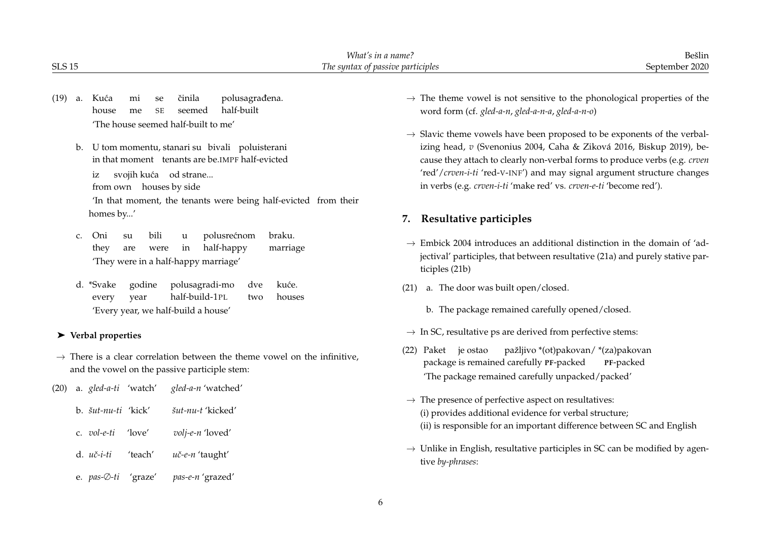(19) a. Kuća mi se činila polusagrađena.
house me SE seemed half-built
'The house seemed half-built to me'

b. U tom momentu, stanari su bivali poluisterani
in that moment tenants are be.IMPF half-evicted
iz svojih kuća od strane...
from own houses by side
'In that moment, the tenants were being half-evicted from their homes by...'

c. Oni su bili u polusrećnom braku.
they are were in half-happy marriage
'They were in a half-happy marriage'

d. *Svake godine polusagradi-mo dve kuće.
every year half-build-1PL two houses
'Every year, we half-build a house'

➤ **Verbal properties**

→ There is a clear correlation between the theme vowel on the infinitive, and the vowel on the passive participle stem:

(20) a. *gled-a-ti* 'watch' *gled-a-n* 'watched'

b. *šut-nu-ti* 'kick' *šut-nu-t* 'kicked'

c. *vol-e-ti* 'love' *volj-e-n* 'loved'

d. *uč-i-ti* 'teach' *uč-e-n* 'taught'

e. *pas-∅-ti* 'graze' *pas-e-n* 'grazed'

→ The theme vowel is not sensitive to the phonological properties of the word form (cf. *gled-a-n*, *gled-a-n-a*, *gled-a-n-o*)

→ Slavic theme vowels have been proposed to be exponents of the verbalizing head, *v* (Svenonius 2004, Caha & Ziková 2016, Biskup 2019), because they attach to clearly non-verbal forms to produce verbs (e.g. *crven* 'red'/*crven-i-ti* 'red-V-INF') and may signal argument structure changes in verbs (e.g. *crven-i-ti* 'make red' vs. *crven-e-ti* 'become red').

## 7. Resultative participles

→ Embick 2004 introduces an additional distinction in the domain of 'adjectival' participles, that between resultative (21a) and purely stative participles (21b)

(21) a. The door was built open/closed.

b. The package remained carefully opened/closed.

→ In SC, resultative ps are derived from perfective stems:

(22) Paket je ostao pažljivo *(ot)pakovan/ *(za)pakovan
package is remained carefully PF-packed PF-packed
'The package remained carefully unpacked/packed'

→ The presence of perfective aspect on resultatives:
(i) provides additional evidence for verbal structure;
(ii) is responsible for an important difference between SC and English

→ Unlike in English, resultative participles in SC can be modified by agentive *by-phrases*: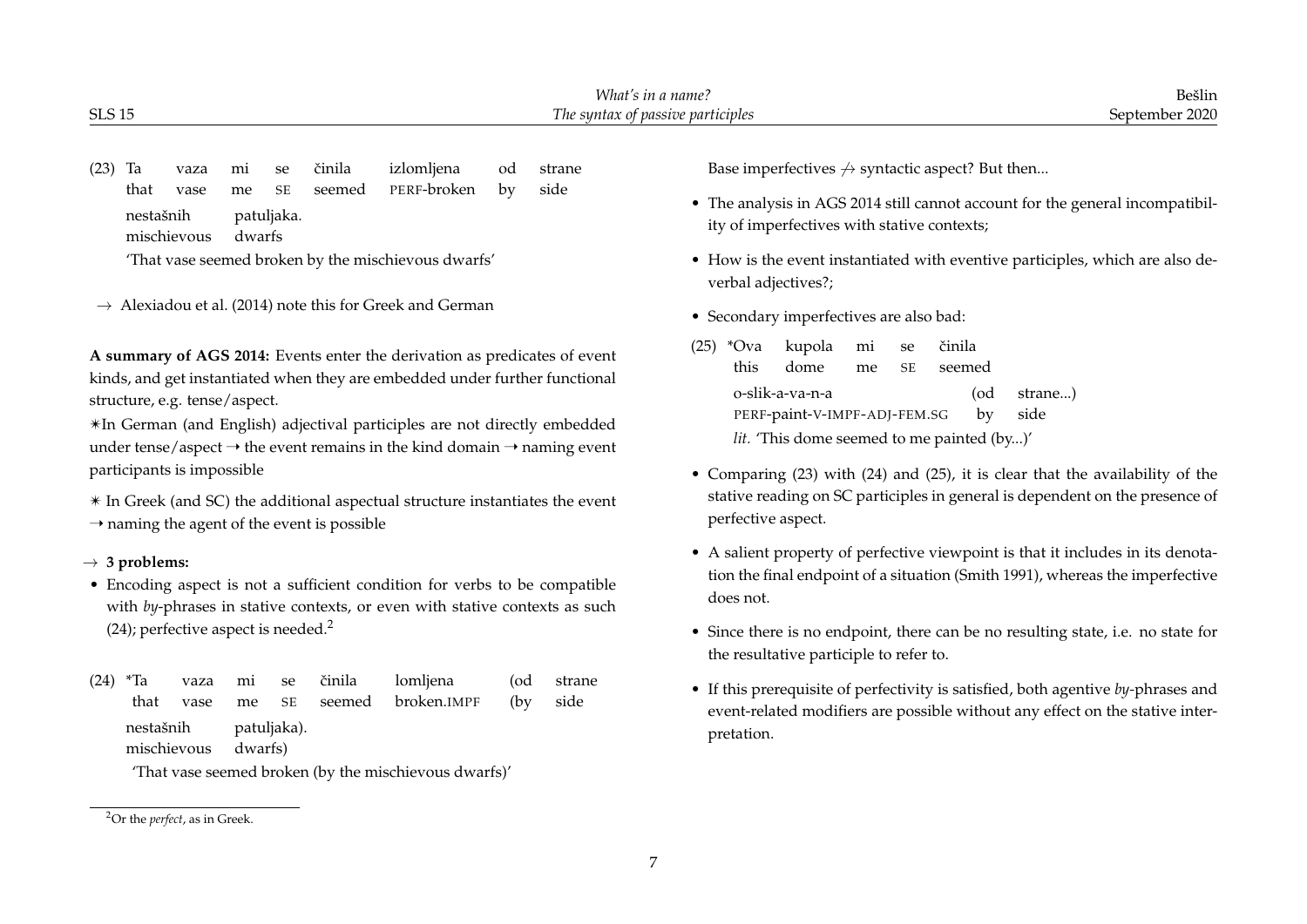(23) Ta vaza mi se činila izlomljena od strane nestašnih patuljaka.
that vase me SE seemed PERF-broken by side mischievous dwarfs
'That vase seemed broken by the mischievous dwarfs'

→ Alexiadou et al. (2014) note this for Greek and German

**A summary of AGS 2014:** Events enter the derivation as predicates of event kinds, and get instantiated when they are embedded under further functional structure, e.g. tense/aspect.

✴In German (and English) adjectival participles are not directly embedded under tense/aspect → the event remains in the kind domain → naming event participants is impossible

✴ In Greek (and SC) the additional aspectual structure instantiates the event → naming the agent of the event is possible

→ **3 problems:**

- Encoding aspect is not a sufficient condition for verbs to be compatible with *by*-phrases in stative contexts, or even with stative contexts as such (24); perfective aspect is needed.[2]

(24) *Ta vaza mi se činila lomljena (od strane nestašnih patuljaka).
that vase me SE seemed broken.IMPF (by side mischievous dwarfs)
'That vase seemed broken (by the mischievous dwarfs)'

[2] Or the *perfect*, as in Greek.

Base imperfectives ↛ syntactic aspect? But then...

- The analysis in AGS 2014 still cannot account for the general incompatibility of imperfectives with stative contexts;
- How is the event instantiated with eventive participles, which are also deverbal adjectives?;
- Secondary imperfectives are also bad:

(25) *Ova kupola mi se činila o-slik-a-va-n-a (od strane...)
this dome me SE seemed PERF-paint-V-IMPF-ADJ-FEM.SG by side
*lit.* 'This dome seemed to me painted (by...)'

- Comparing (23) with (24) and (25), it is clear that the availability of the stative reading on SC participles in general is dependent on the presence of perfective aspect.
- A salient property of perfective viewpoint is that it includes in its denotation the final endpoint of a situation (Smith 1991), whereas the imperfective does not.
- Since there is no endpoint, there can be no resulting state, i.e. no state for the resultative participle to refer to.
- If this prerequisite of perfectivity is satisfied, both agentive *by*-phrases and event-related modifiers are possible without any effect on the stative interpretation.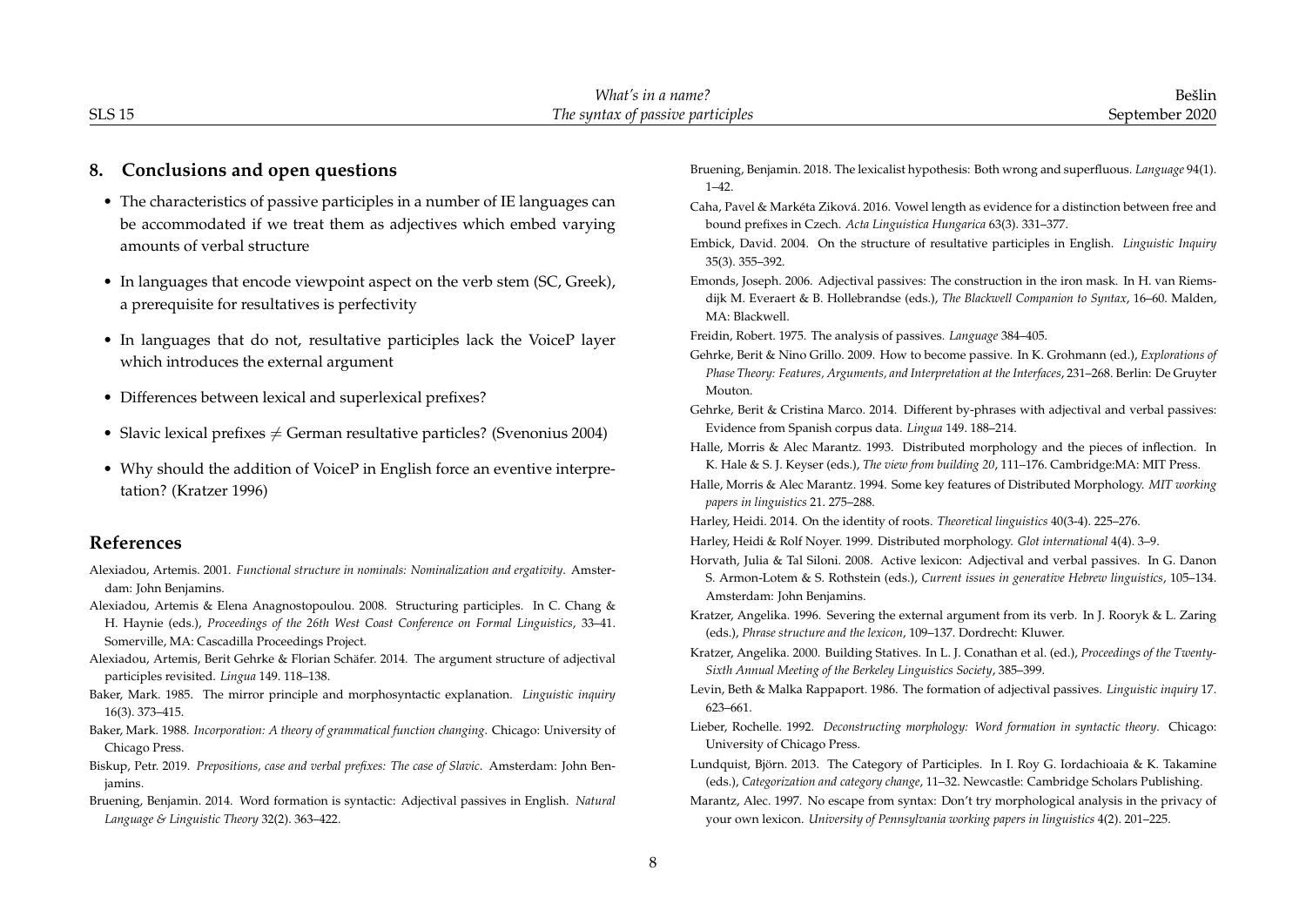## 8. Conclusions and open questions

- The characteristics of passive participles in a number of IE languages can be accommodated if we treat them as adjectives which embed varying amounts of verbal structure
- In languages that encode viewpoint aspect on the verb stem (SC, Greek), a prerequisite for resultatives is perfectivity
- In languages that do not, resultative participles lack the VoiceP layer which introduces the external argument
- Differences between lexical and superlexical prefixes?
- Slavic lexical prefixes $\neq$ German resultative particles? (Svenonius 2004)
- Why should the addition of VoiceP in English force an eventive interpretation? (Kratzer 1996)

## References

Alexiadou, Artemis. 2001. *Functional structure in nominals: Nominalization and ergativity*. Amsterdam: John Benjamins.

Alexiadou, Artemis & Elena Anagnostopoulou. 2008. Structuring participles. In C. Chang & H. Haynie (eds.), *Proceedings of the 26th West Coast Conference on Formal Linguistics*, 33–41. Somerville, MA: Cascadilla Proceedings Project.

Alexiadou, Artemis, Berit Gehrke & Florian Schäfer. 2014. The argument structure of adjectival participles revisited. *Lingua* 149. 118–138.

Baker, Mark. 1985. The mirror principle and morphosyntactic explanation. *Linguistic inquiry* 16(3). 373–415.

Baker, Mark. 1988. *Incorporation: A theory of grammatical function changing*. Chicago: University of Chicago Press.

Biskup, Petr. 2019. *Prepositions, case and verbal prefixes: The case of Slavic*. Amsterdam: John Benjamins.

Bruening, Benjamin. 2014. Word formation is syntactic: Adjectival passives in English. *Natural Language & Linguistic Theory* 32(2). 363–422.

Bruening, Benjamin. 2018. The lexicalist hypothesis: Both wrong and superfluous. *Language* 94(1). 1–42.

Caha, Pavel & Markéta Ziková. 2016. Vowel length as evidence for a distinction between free and bound prefixes in Czech. *Acta Linguistica Hungarica* 63(3). 331–377.

Embick, David. 2004. On the structure of resultative participles in English. *Linguistic Inquiry* 35(3). 355–392.

Emonds, Joseph. 2006. Adjectival passives: The construction in the iron mask. In H. van Riemsdijk M. Everaert & B. Hollebrandse (eds.), *The Blackwell Companion to Syntax*, 16–60. Malden, MA: Blackwell.

Freidin, Robert. 1975. The analysis of passives. *Language* 384–405.

Gehrke, Berit & Nino Grillo. 2009. How to become passive. In K. Grohmann (ed.), *Explorations of Phase Theory: Features, Arguments, and Interpretation at the Interfaces*, 231–268. Berlin: De Gruyter Mouton.

Gehrke, Berit & Cristina Marco. 2014. Different by-phrases with adjectival and verbal passives: Evidence from Spanish corpus data. *Lingua* 149. 188–214.

Halle, Morris & Alec Marantz. 1993. Distributed morphology and the pieces of inflection. In K. Hale & S. J. Keyser (eds.), *The view from building 20*, 111–176. Cambridge:MA: MIT Press.

Halle, Morris & Alec Marantz. 1994. Some key features of Distributed Morphology. *MIT working papers in linguistics* 21. 275–288.

Harley, Heidi. 2014. On the identity of roots. *Theoretical linguistics* 40(3-4). 225–276.

Harley, Heidi & Rolf Noyer. 1999. Distributed morphology. *Glot international* 4(4). 3–9.

Horvath, Julia & Tal Siloni. 2008. Active lexicon: Adjectival and verbal passives. In G. Danon S. Armon-Lotem & S. Rothstein (eds.), *Current issues in generative Hebrew linguistics*, 105–134. Amsterdam: John Benjamins.

Kratzer, Angelika. 1996. Severing the external argument from its verb. In J. Rooryk & L. Zaring (eds.), *Phrase structure and the lexicon*, 109–137. Dordrecht: Kluwer.

Kratzer, Angelika. 2000. Building Statives. In L. J. Conathan et al. (ed.), *Proceedings of the Twenty-Sixth Annual Meeting of the Berkeley Linguistics Society*, 385–399.

Levin, Beth & Malka Rappaport. 1986. The formation of adjectival passives. *Linguistic inquiry* 17. 623–661.

Lieber, Rochelle. 1992. *Deconstructing morphology: Word formation in syntactic theory*. Chicago: University of Chicago Press.

Lundquist, Björn. 2013. The Category of Participles. In I. Roy G. Iordachioaia & K. Takamine (eds.), *Categorization and category change*, 11–32. Newcastle: Cambridge Scholars Publishing.

Marantz, Alec. 1997. No escape from syntax: Don't try morphological analysis in the privacy of your own lexicon. *University of Pennsylvania working papers in linguistics* 4(2). 201–225.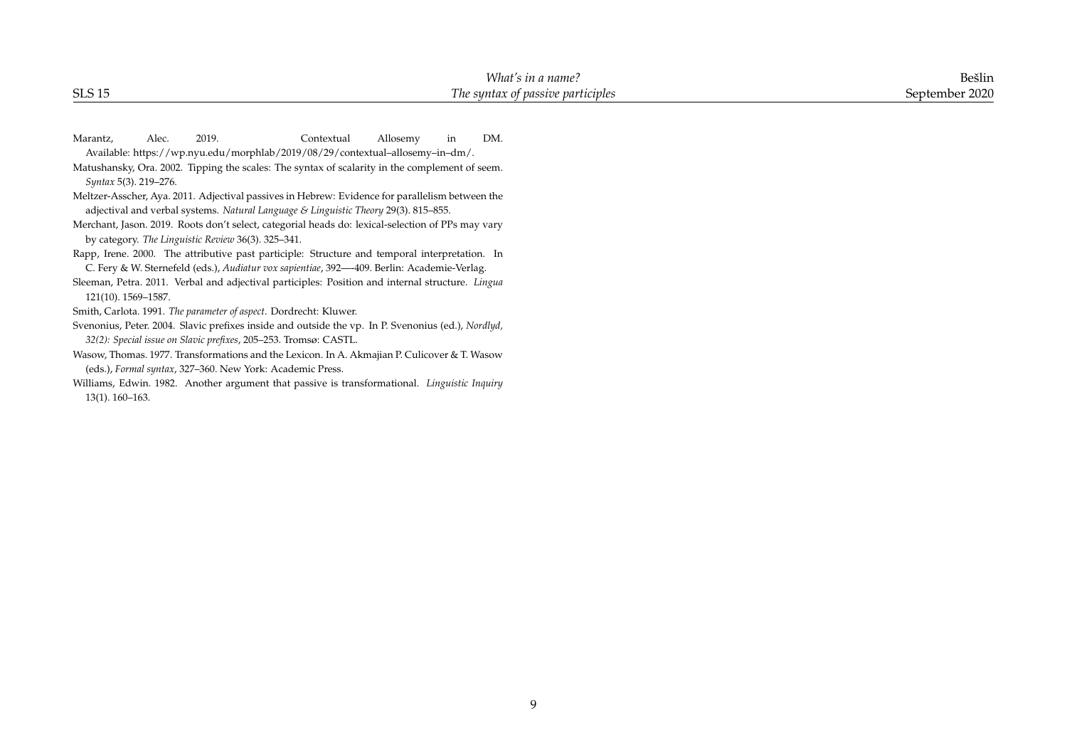Marantz, Alec. 2019. Contextual Allosemy in DM. Available: https://wp.nyu.edu/morphlab/2019/08/29/contextual–allosemy–in–dm/.

Matushansky, Ora. 2002. Tipping the scales: The syntax of scalarity in the complement of seem. *Syntax* 5(3). 219–276.

Meltzer-Asscher, Aya. 2011. Adjectival passives in Hebrew: Evidence for parallelism between the adjectival and verbal systems. *Natural Language & Linguistic Theory* 29(3). 815–855.

Merchant, Jason. 2019. Roots don't select, categorial heads do: lexical-selection of PPs may vary by category. *The Linguistic Review* 36(3). 325–341.

Rapp, Irene. 2000. The attributive past participle: Structure and temporal interpretation. In C. Fery & W. Sternefeld (eds.), *Audiatur vox sapientiae*, 392—-409. Berlin: Academie-Verlag.

Sleeman, Petra. 2011. Verbal and adjectival participles: Position and internal structure. *Lingua* 121(10). 1569–1587.

Smith, Carlota. 1991. *The parameter of aspect*. Dordrecht: Kluwer.

Svenonius, Peter. 2004. Slavic prefixes inside and outside the vp. In P. Svenonius (ed.), *Nordlyd, 32(2): Special issue on Slavic prefixes*, 205–253. Tromsø: CASTL.

Wasow, Thomas. 1977. Transformations and the Lexicon. In A. Akmajian P. Culicover & T. Wasow (eds.), *Formal syntax*, 327–360. New York: Academic Press.

Williams, Edwin. 1982. Another argument that passive is transformational. *Linguistic Inquiry* 13(1). 160–163.